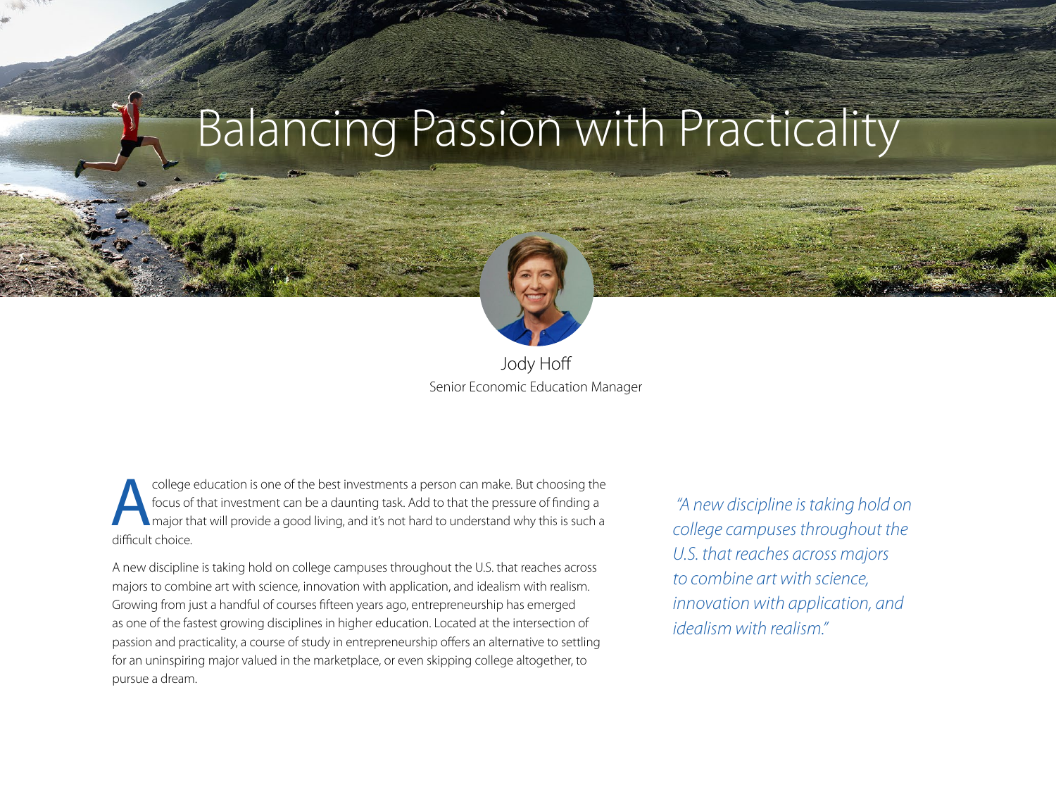# Balancing Passion with Practicality

Jody Hoff
Senior Economic Education Manager

A college education is one of the best investments a person can make. But choosing the focus of that investment can be a daunting task. Add to that the pressure of finding a major that will provide a good living, and it's not hard to understand why this is such a difficult choice.

A new discipline is taking hold on college campuses throughout the U.S. that reaches across majors to combine art with science, innovation with application, and idealism with realism. Growing from just a handful of courses fifteen years ago, entrepreneurship has emerged as one of the fastest growing disciplines in higher education. Located at the intersection of passion and practicality, a course of study in entrepreneurship offers an alternative to settling for an uninspiring major valued in the marketplace, or even skipping college altogether, to pursue a dream.

*"A new discipline is taking hold on college campuses throughout the U.S. that reaches across majors to combine art with science, innovation with application, and idealism with realism."*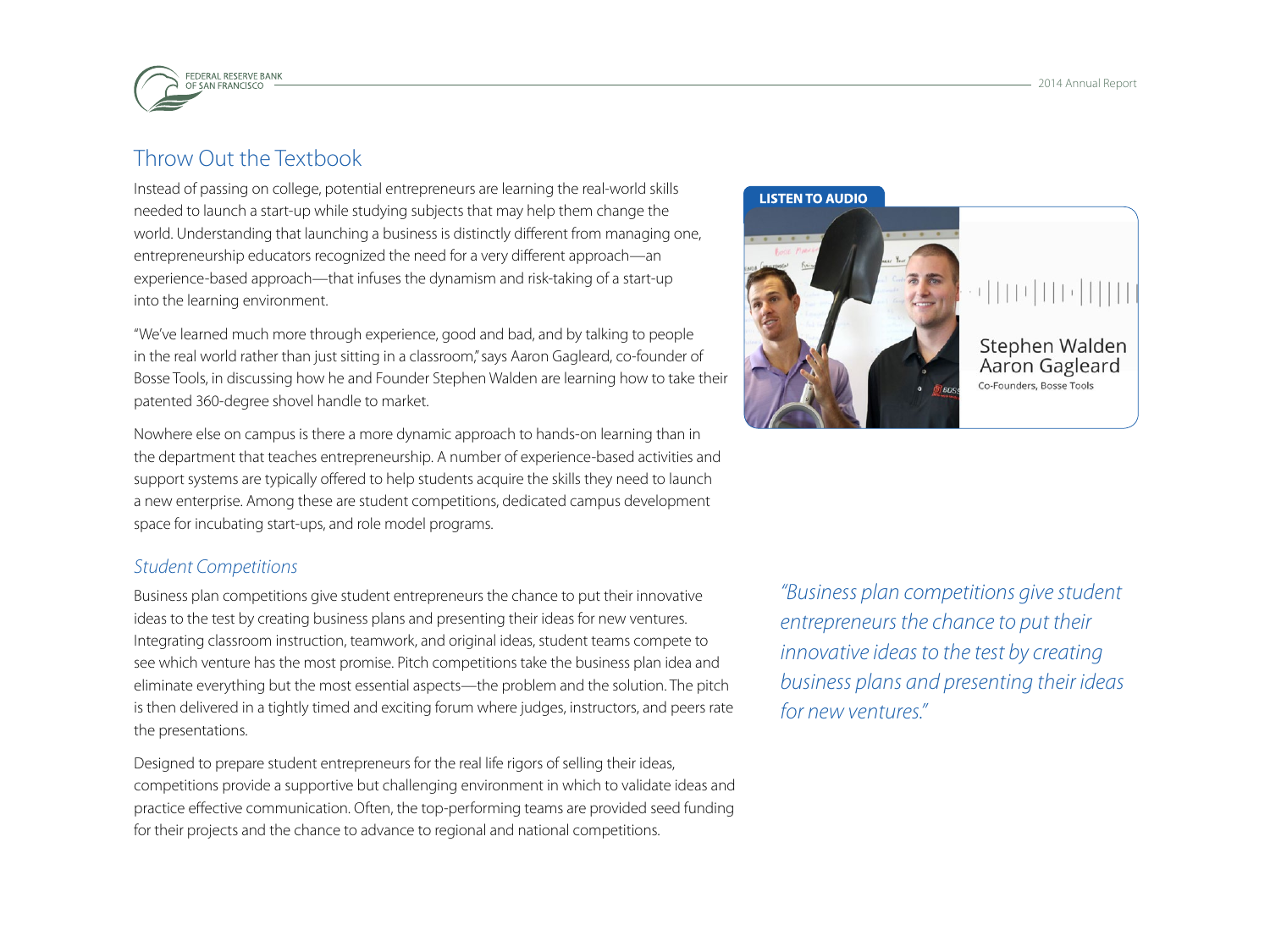## Throw Out the Textbook

Instead of passing on college, potential entrepreneurs are learning the real-world skills needed to launch a start-up while studying subjects that may help them change the world. Understanding that launching a business is distinctly different from managing one, entrepreneurship educators recognized the need for a very different approach—an experience-based approach—that infuses the dynamism and risk-taking of a start-up into the learning environment.

"We've learned much more through experience, good and bad, and by talking to people in the real world rather than just sitting in a classroom," says Aaron Gagleard, co-founder of Bosse Tools, in discussing how he and Founder Stephen Walden are learning how to take their patented 360-degree shovel handle to market.

Nowhere else on campus is there a more dynamic approach to hands-on learning than in the department that teaches entrepreneurship. A number of experience-based activities and support systems are typically offered to help students acquire the skills they need to launch a new enterprise. Among these are student competitions, dedicated campus development space for incubating start-ups, and role model programs.

**LISTEN TO AUDIO**

Stephen Walden
Aaron Gagleard
Co-Founders, Bosse Tools

### *Student Competitions*

Business plan competitions give student entrepreneurs the chance to put their innovative ideas to the test by creating business plans and presenting their ideas for new ventures. Integrating classroom instruction, teamwork, and original ideas, student teams compete to see which venture has the most promise. Pitch competitions take the business plan idea and eliminate everything but the most essential aspects—the problem and the solution. The pitch is then delivered in a tightly timed and exciting forum where judges, instructors, and peers rate the presentations.

*"Business plan competitions give student entrepreneurs the chance to put their innovative ideas to the test by creating business plans and presenting their ideas for new ventures."*

Designed to prepare student entrepreneurs for the real life rigors of selling their ideas, competitions provide a supportive but challenging environment in which to validate ideas and practice effective communication. Often, the top-performing teams are provided seed funding for their projects and the chance to advance to regional and national competitions.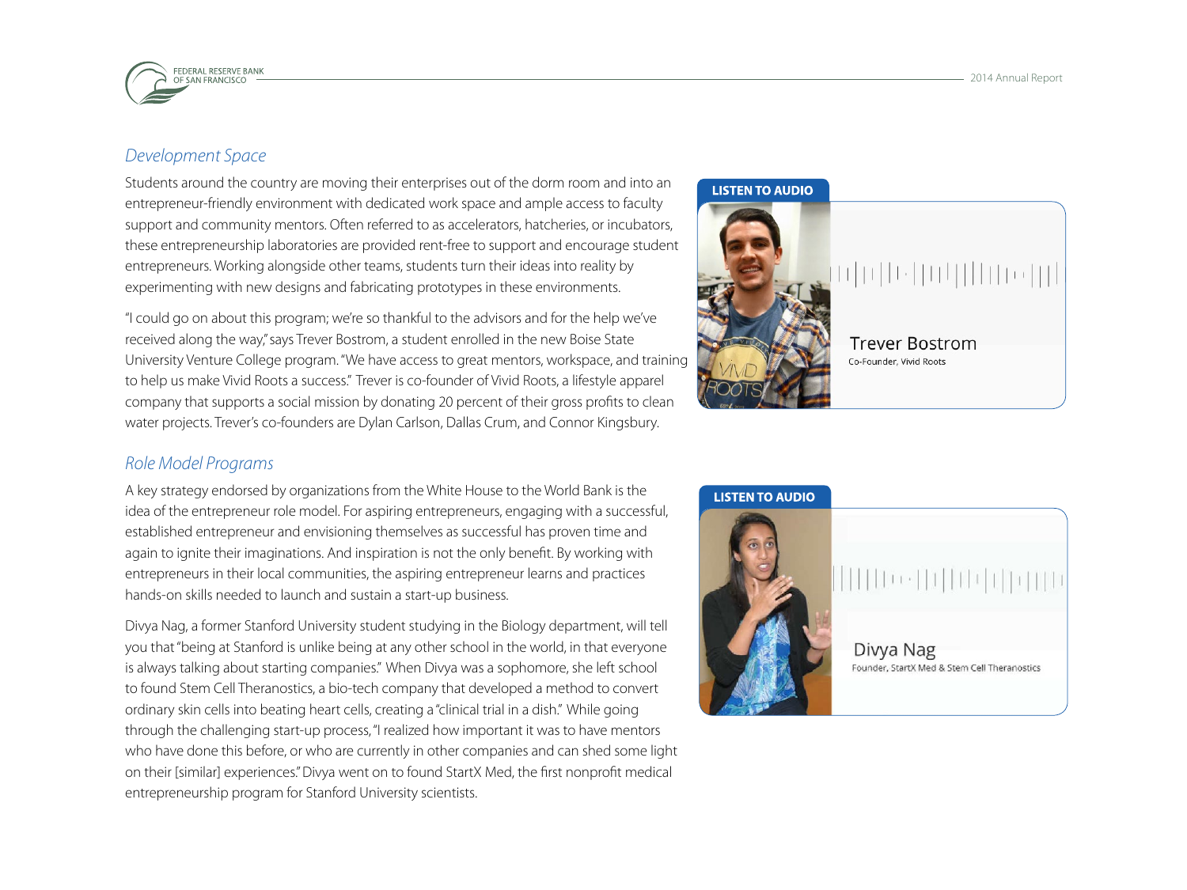## *Development Space*

Students around the country are moving their enterprises out of the dorm room and into an entrepreneur-friendly environment with dedicated work space and ample access to faculty support and community mentors. Often referred to as accelerators, hatcheries, or incubators, these entrepreneurship laboratories are provided rent-free to support and encourage student entrepreneurs. Working alongside other teams, students turn their ideas into reality by experimenting with new designs and fabricating prototypes in these environments.

"I could go on about this program; we're so thankful to the advisors and for the help we've received along the way," says Trever Bostrom, a student enrolled in the new Boise State University Venture College program. "We have access to great mentors, workspace, and training to help us make Vivid Roots a success." Trever is co-founder of Vivid Roots, a lifestyle apparel company that supports a social mission by donating 20 percent of their gross profits to clean water projects. Trever's co-founders are Dylan Carlson, Dallas Crum, and Connor Kingsbury.

**LISTEN TO AUDIO**

Trever Bostrom
Co-Founder, Vivid Roots

## *Role Model Programs*

A key strategy endorsed by organizations from the White House to the World Bank is the idea of the entrepreneur role model. For aspiring entrepreneurs, engaging with a successful, established entrepreneur and envisioning themselves as successful has proven time and again to ignite their imaginations. And inspiration is not the only benefit. By working with entrepreneurs in their local communities, the aspiring entrepreneur learns and practices hands-on skills needed to launch and sustain a start-up business.

Divya Nag, a former Stanford University student studying in the Biology department, will tell you that "being at Stanford is unlike being at any other school in the world, in that everyone is always talking about starting companies." When Divya was a sophomore, she left school to found Stem Cell Theranostics, a bio-tech company that developed a method to convert ordinary skin cells into beating heart cells, creating a "clinical trial in a dish." While going through the challenging start-up process, "I realized how important it was to have mentors who have done this before, or who are currently in other companies and can shed some light on their [similar] experiences." Divya went on to found StartX Med, the first nonprofit medical entrepreneurship program for Stanford University scientists.

**LISTEN TO AUDIO**

Divya Nag
Founder, StartX Med & Stem Cell Theranostics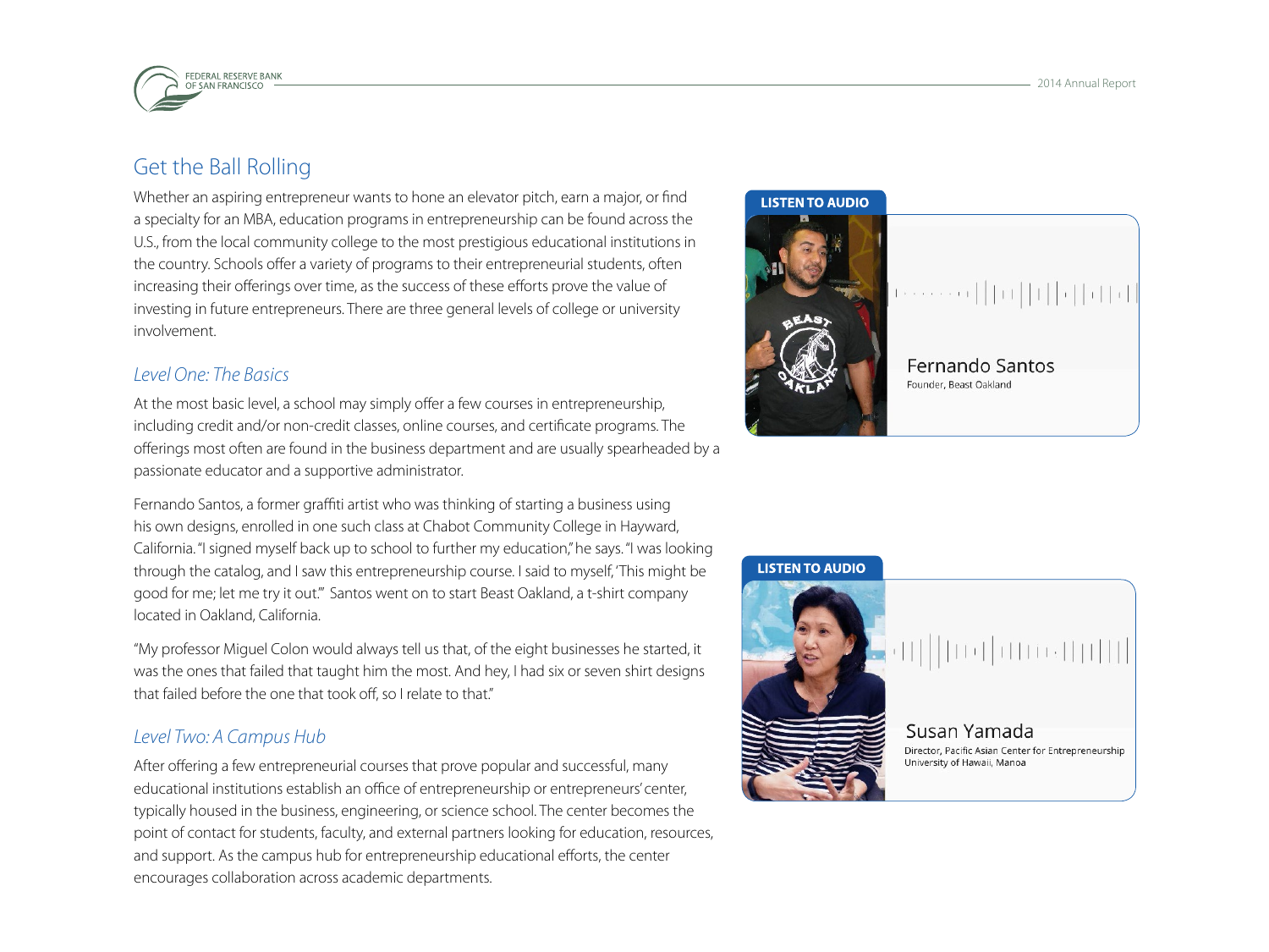## Get the Ball Rolling

Whether an aspiring entrepreneur wants to hone an elevator pitch, earn a major, or find a specialty for an MBA, education programs in entrepreneurship can be found across the U.S., from the local community college to the most prestigious educational institutions in the country. Schools offer a variety of programs to their entrepreneurial students, often increasing their offerings over time, as the success of these efforts prove the value of investing in future entrepreneurs. There are three general levels of college or university involvement.

### *Level One: The Basics*

At the most basic level, a school may simply offer a few courses in entrepreneurship, including credit and/or non-credit classes, online courses, and certificate programs. The offerings most often are found in the business department and are usually spearheaded by a passionate educator and a supportive administrator.

Fernando Santos, a former graffiti artist who was thinking of starting a business using his own designs, enrolled in one such class at Chabot Community College in Hayward, California. "I signed myself back up to school to further my education," he says. "I was looking through the catalog, and I saw this entrepreneurship course. I said to myself, 'This might be good for me; let me try it out.'" Santos went on to start Beast Oakland, a t-shirt company located in Oakland, California.

"My professor Miguel Colon would always tell us that, of the eight businesses he started, it was the ones that failed that taught him the most. And hey, I had six or seven shirt designs that failed before the one that took off, so I relate to that."

### *Level Two: A Campus Hub*

After offering a few entrepreneurial courses that prove popular and successful, many educational institutions establish an office of entrepreneurship or entrepreneurs' center, typically housed in the business, engineering, or science school. The center becomes the point of contact for students, faculty, and external partners looking for education, resources, and support. As the campus hub for entrepreneurship educational efforts, the center encourages collaboration across academic departments.

**LISTEN TO AUDIO**

Fernando Santos
Founder, Beast Oakland

**LISTEN TO AUDIO**

Susan Yamada
Director, Pacific Asian Center for Entrepreneurship
University of Hawaii, Manoa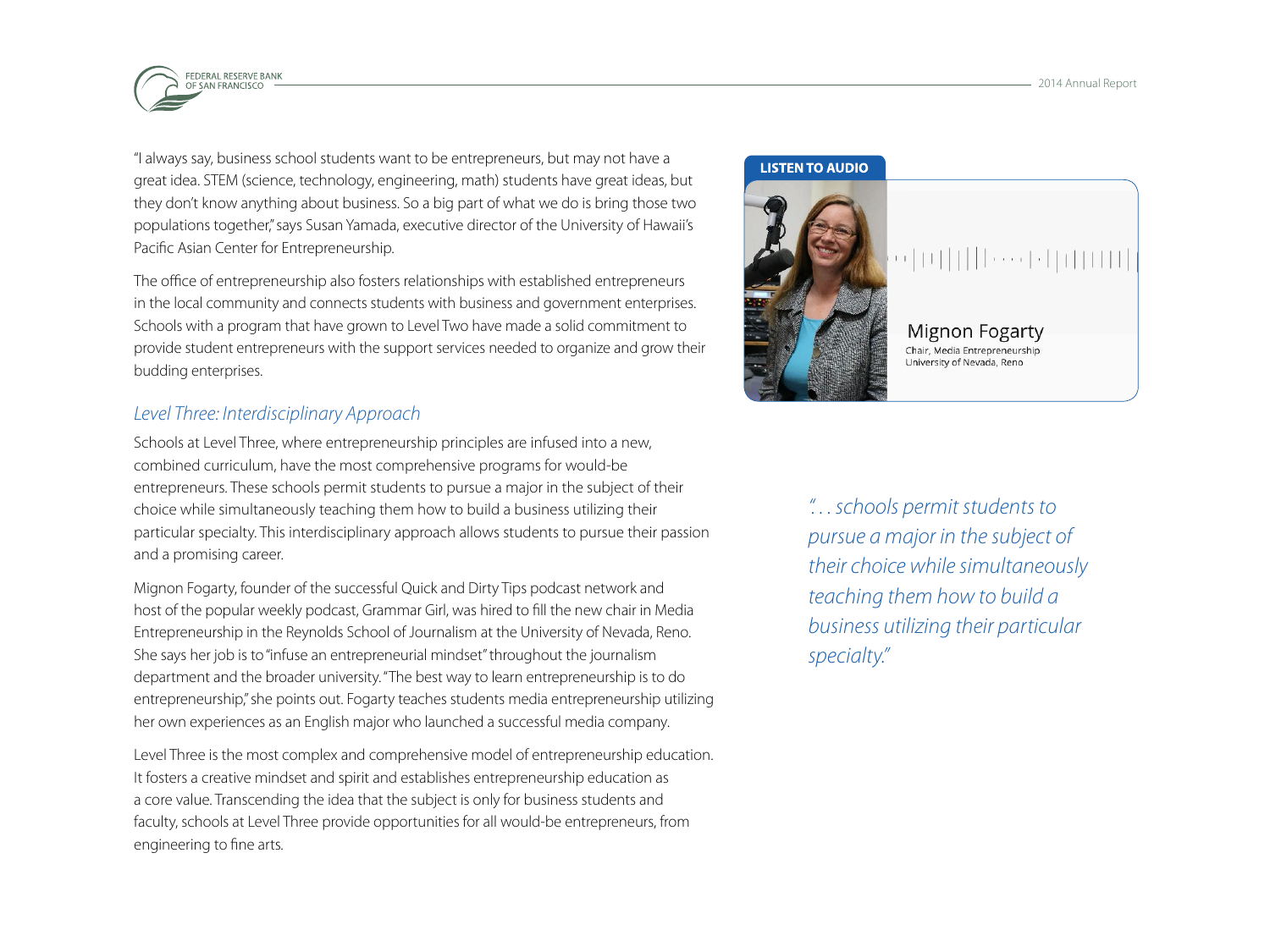"I always say, business school students want to be entrepreneurs, but may not have a great idea. STEM (science, technology, engineering, math) students have great ideas, but they don't know anything about business. So a big part of what we do is bring those two populations together," says Susan Yamada, executive director of the University of Hawaii's Pacific Asian Center for Entrepreneurship.

The office of entrepreneurship also fosters relationships with established entrepreneurs in the local community and connects students with business and government enterprises. Schools with a program that have grown to Level Two have made a solid commitment to provide student entrepreneurs with the support services needed to organize and grow their budding enterprises.

### *Level Three: Interdisciplinary Approach*

Schools at Level Three, where entrepreneurship principles are infused into a new, combined curriculum, have the most comprehensive programs for would-be entrepreneurs. These schools permit students to pursue a major in the subject of their choice while simultaneously teaching them how to build a business utilizing their particular specialty. This interdisciplinary approach allows students to pursue their passion and a promising career.

Mignon Fogarty, founder of the successful Quick and Dirty Tips podcast network and host of the popular weekly podcast, Grammar Girl, was hired to fill the new chair in Media Entrepreneurship in the Reynolds School of Journalism at the University of Nevada, Reno. She says her job is to "infuse an entrepreneurial mindset" throughout the journalism department and the broader university. "The best way to learn entrepreneurship is to do entrepreneurship," she points out. Fogarty teaches students media entrepreneurship utilizing her own experiences as an English major who launched a successful media company.

Level Three is the most complex and comprehensive model of entrepreneurship education. It fosters a creative mindset and spirit and establishes entrepreneurship education as a core value. Transcending the idea that the subject is only for business students and faculty, schools at Level Three provide opportunities for all would-be entrepreneurs, from engineering to fine arts.

**LISTEN TO AUDIO**

Mignon Fogarty
Chair, Media Entrepreneurship
University of Nevada, Reno

*"... schools permit students to pursue a major in the subject of their choice while simultaneously teaching them how to build a business utilizing their particular specialty."*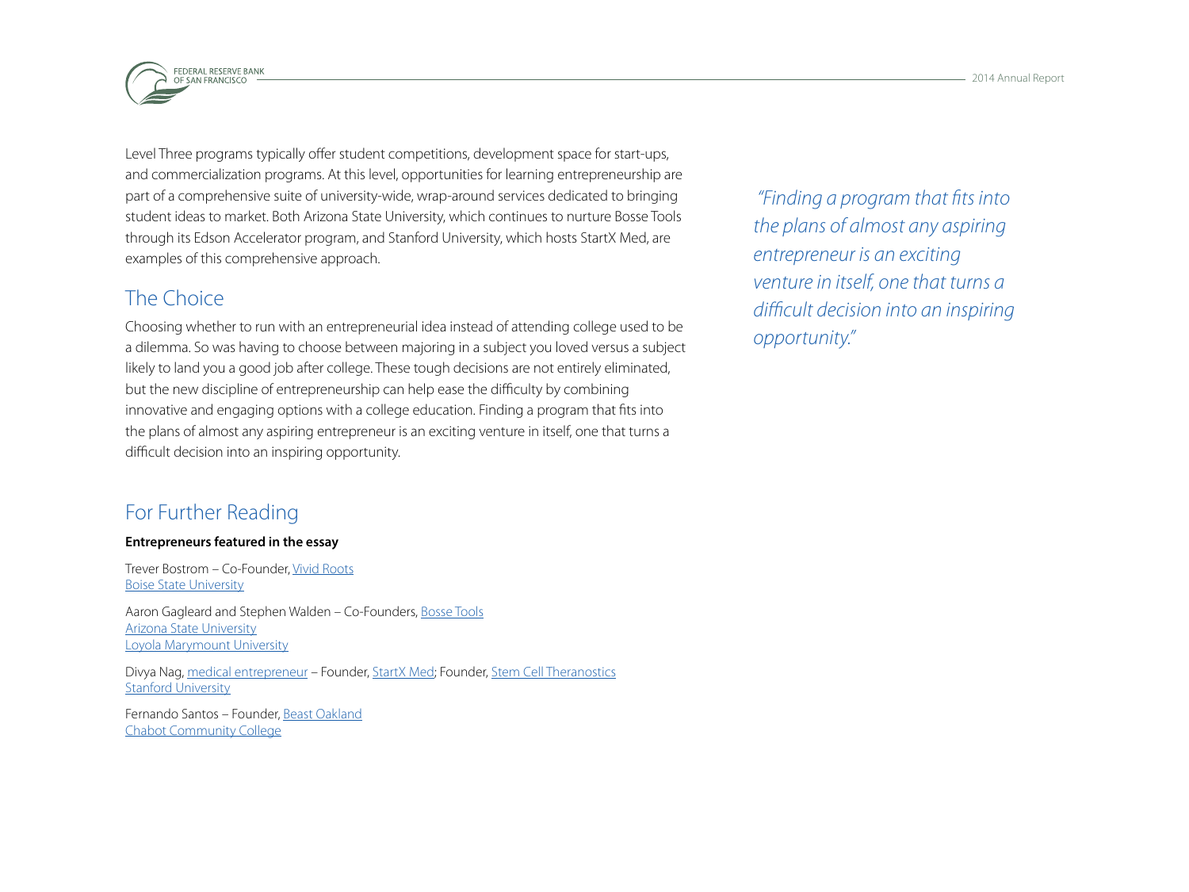Level Three programs typically offer student competitions, development space for start-ups, and commercialization programs. At this level, opportunities for learning entrepreneurship are part of a comprehensive suite of university-wide, wrap-around services dedicated to bringing student ideas to market. Both Arizona State University, which continues to nurture Bosse Tools through its Edson Accelerator program, and Stanford University, which hosts StartX Med, are examples of this comprehensive approach.

## The Choice

Choosing whether to run with an entrepreneurial idea instead of attending college used to be a dilemma. So was having to choose between majoring in a subject you loved versus a subject likely to land you a good job after college. These tough decisions are not entirely eliminated, but the new discipline of entrepreneurship can help ease the difficulty by combining innovative and engaging options with a college education. Finding a program that fits into the plans of almost any aspiring entrepreneur is an exciting venture in itself, one that turns a difficult decision into an inspiring opportunity.

*"Finding a program that fits into the plans of almost any aspiring entrepreneur is an exciting venture in itself, one that turns a difficult decision into an inspiring opportunity."*

## For Further Reading

**Entrepreneurs featured in the essay**

Trever Bostrom – Co-Founder, Vivid Roots
Boise State University

Aaron Gagleard and Stephen Walden – Co-Founders, Bosse Tools
Arizona State University
Loyola Marymount University

Divya Nag, medical entrepreneur – Founder, StartX Med; Founder, Stem Cell Theranostics
Stanford University

Fernando Santos – Founder, Beast Oakland
Chabot Community College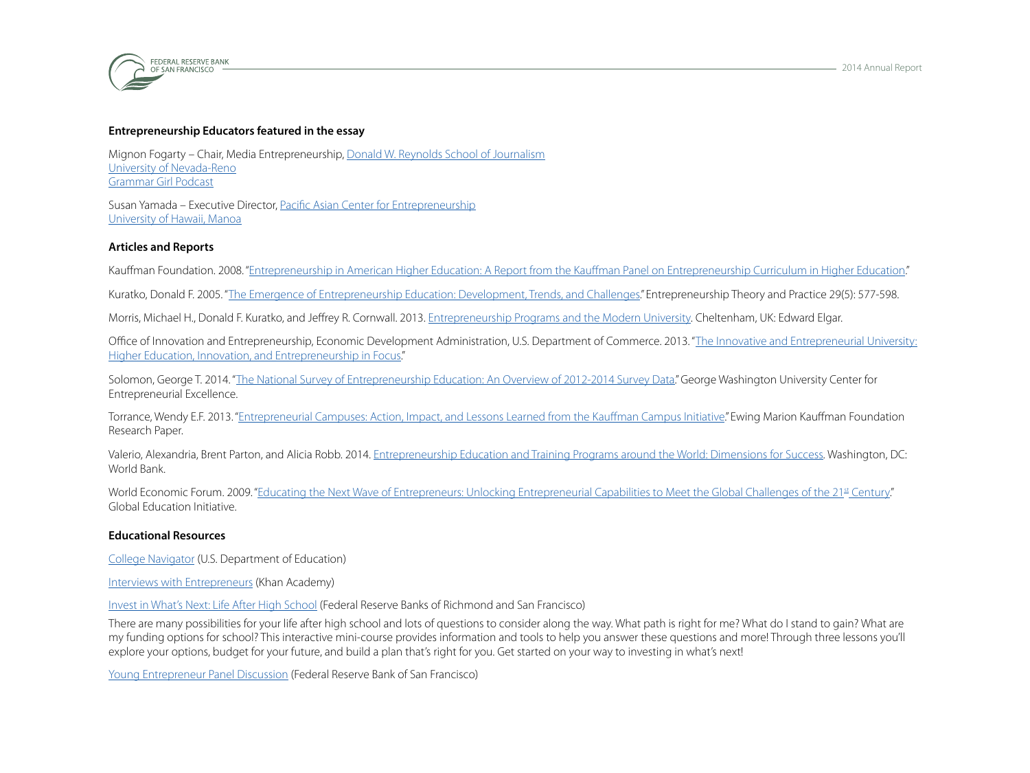**Entrepreneurship Educators featured in the essay**

Mignon Fogarty – Chair, Media Entrepreneurship, Donald W. Reynolds School of Journalism
University of Nevada-Reno
Grammar Girl Podcast

Susan Yamada – Executive Director, Pacific Asian Center for Entrepreneurship
University of Hawaii, Manoa

**Articles and Reports**

Kauffman Foundation. 2008. "Entrepreneurship in American Higher Education: A Report from the Kauffman Panel on Entrepreneurship Curriculum in Higher Education."

Kuratko, Donald F. 2005. "The Emergence of Entrepreneurship Education: Development, Trends, and Challenges." Entrepreneurship Theory and Practice 29(5): 577-598.

Morris, Michael H., Donald F. Kuratko, and Jeffrey R. Cornwall. 2013. Entrepreneurship Programs and the Modern University. Cheltenham, UK: Edward Elgar.

Office of Innovation and Entrepreneurship, Economic Development Administration, U.S. Department of Commerce. 2013. "The Innovative and Entrepreneurial University: Higher Education, Innovation, and Entrepreneurship in Focus."

Solomon, George T. 2014. "The National Survey of Entrepreneurship Education: An Overview of 2012-2014 Survey Data." George Washington University Center for Entrepreneurial Excellence.

Torrance, Wendy E.F. 2013. "Entrepreneurial Campuses: Action, Impact, and Lessons Learned from the Kauffman Campus Initiative." Ewing Marion Kauffman Foundation Research Paper.

Valerio, Alexandria, Brent Parton, and Alicia Robb. 2014. Entrepreneurship Education and Training Programs around the World: Dimensions for Success. Washington, DC: World Bank.

World Economic Forum. 2009. "Educating the Next Wave of Entrepreneurs: Unlocking Entrepreneurial Capabilities to Meet the Global Challenges of the 21st Century." Global Education Initiative.

**Educational Resources**

College Navigator (U.S. Department of Education)

Interviews with Entrepreneurs (Khan Academy)

Invest in What's Next: Life After High School (Federal Reserve Banks of Richmond and San Francisco)

There are many possibilities for your life after high school and lots of questions to consider along the way. What path is right for me? What do I stand to gain? What are my funding options for school? This interactive mini-course provides information and tools to help you answer these questions and more! Through three lessons you'll explore your options, budget for your future, and build a plan that's right for you. Get started on your way to investing in what's next!

Young Entrepreneur Panel Discussion (Federal Reserve Bank of San Francisco)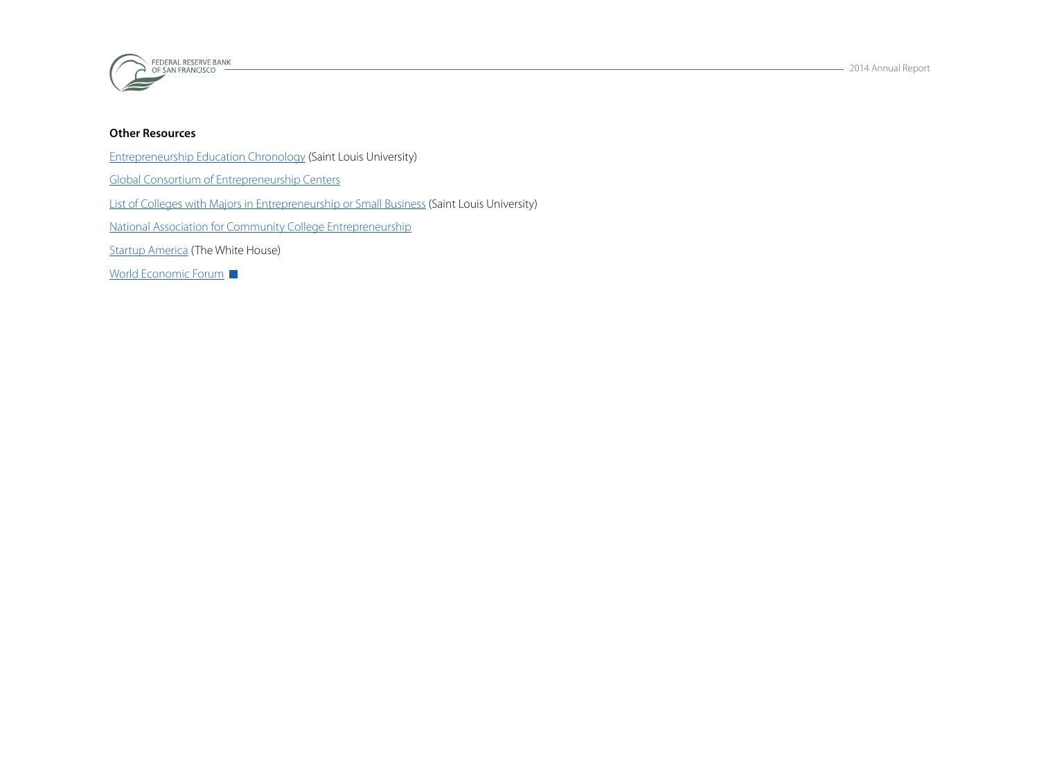**Other Resources**

Entrepreneurship Education Chronology (Saint Louis University)

Global Consortium of Entrepreneurship Centers

List of Colleges with Majors in Entrepreneurship or Small Business (Saint Louis University)

National Association for Community College Entrepreneurship

Startup America (The White House)

World Economic Forum